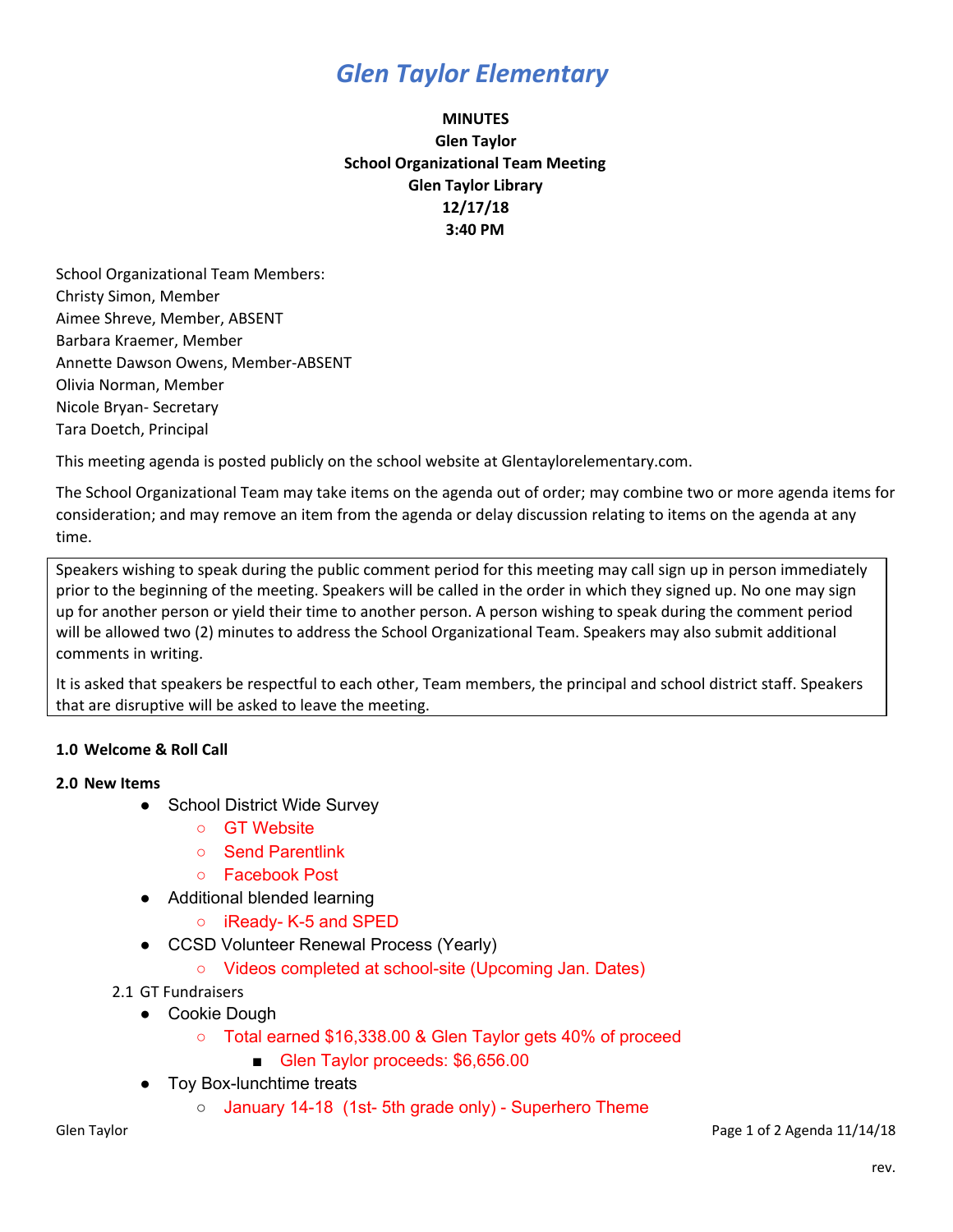# *Glen Taylor Elementary*

**MINUTES**
**Glen Taylor**
**School Organizational Team Meeting**
**Glen Taylor Library**
**12/17/18**
**3:40 PM**

School Organizational Team Members:
Christy Simon, Member
Aimee Shreve, Member, ABSENT
Barbara Kraemer, Member
Annette Dawson Owens, Member-ABSENT
Olivia Norman, Member
Nicole Bryan- Secretary
Tara Doetch, Principal

This meeting agenda is posted publicly on the school website at Glentaylorelementary.com.

The School Organizational Team may take items on the agenda out of order; may combine two or more agenda items for consideration; and may remove an item from the agenda or delay discussion relating to items on the agenda at any time.

Speakers wishing to speak during the public comment period for this meeting may call sign up in person immediately prior to the beginning of the meeting. Speakers will be called in the order in which they signed up. No one may sign up for another person or yield their time to another person. A person wishing to speak during the comment period will be allowed two (2) minutes to address the School Organizational Team. Speakers may also submit additional comments in writing.

It is asked that speakers be respectful to each other, Team members, the principal and school district staff. Speakers that are disruptive will be asked to leave the meeting.

**1.0 Welcome & Roll Call**

**2.0 New Items**

- School District Wide Survey
  - GT Website
  - Send Parentlink
  - Facebook Post
- Additional blended learning
  - iReady- K-5 and SPED
- CCSD Volunteer Renewal Process (Yearly)
  - Videos completed at school-site (Upcoming Jan. Dates)

2.1 GT Fundraisers

- Cookie Dough
  - Total earned $16,338.00 & Glen Taylor gets 40% of proceed
    - Glen Taylor proceeds: $6,656.00
- Toy Box-lunchtime treats
  - January 14-18 (1st- 5th grade only) - Superhero Theme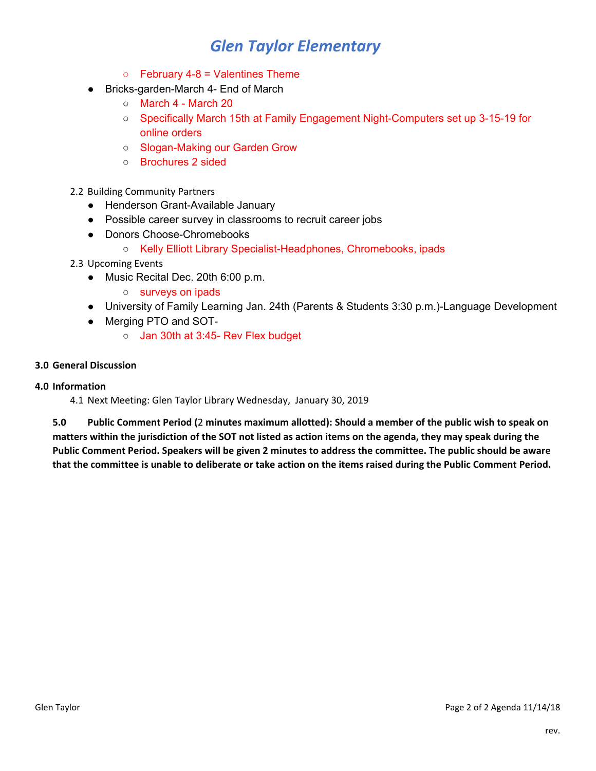- February 4-8 = Valentines Theme
- Bricks-garden-March 4- End of March
  - March 4 - March 20
  - Specifically March 15th at Family Engagement Night-Computers set up 3-15-19 for online orders
  - Slogan-Making our Garden Grow
  - Brochures 2 sided

2.2 Building Community Partners

- Henderson Grant-Available January
- Possible career survey in classrooms to recruit career jobs
- Donors Choose-Chromebooks
  - Kelly Elliott Library Specialist-Headphones, Chromebooks, ipads

2.3 Upcoming Events

- Music Recital Dec. 20th 6:00 p.m.
  - surveys on ipads
- University of Family Learning Jan. 24th (Parents & Students 3:30 p.m.)-Language Development
- Merging PTO and SOT-
  - Jan 30th at 3:45- Rev Flex budget

**3.0 General Discussion**

**4.0 Information**

4.1 Next Meeting: Glen Taylor Library Wednesday, January 30, 2019

**5.0 Public Comment Period (2 minutes maximum allotted): Should a member of the public wish to speak on matters within the jurisdiction of the SOT not listed as action items on the agenda, they may speak during the Public Comment Period. Speakers will be given 2 minutes to address the committee. The public should be aware that the committee is unable to deliberate or take action on the items raised during the Public Comment Period.**